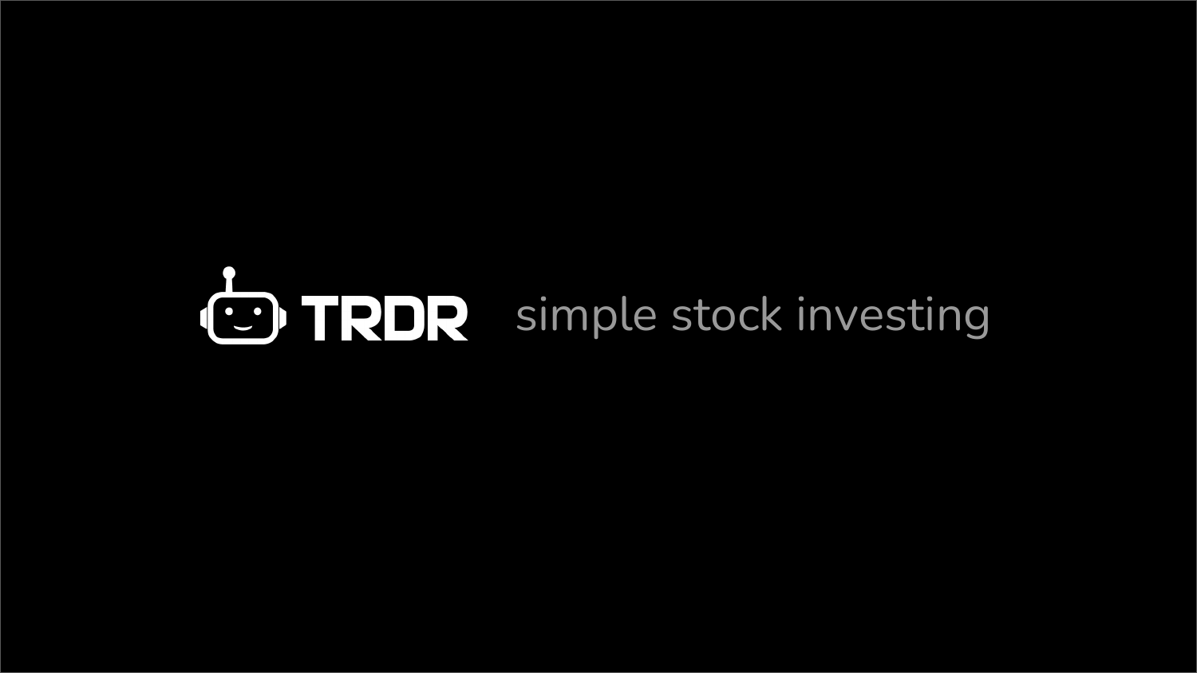# TRDR

simple stock investing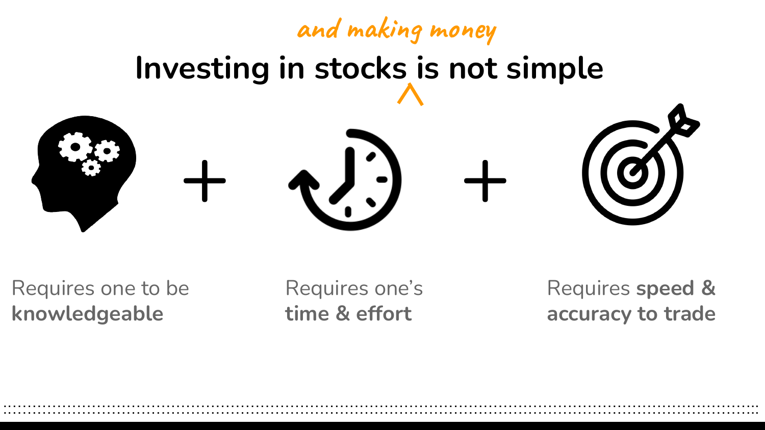# Investing in stocks and making money is not simple

Requires one to be **knowledgeable**

+

Requires one's **time & effort**

+

Requires **speed & accuracy to trade**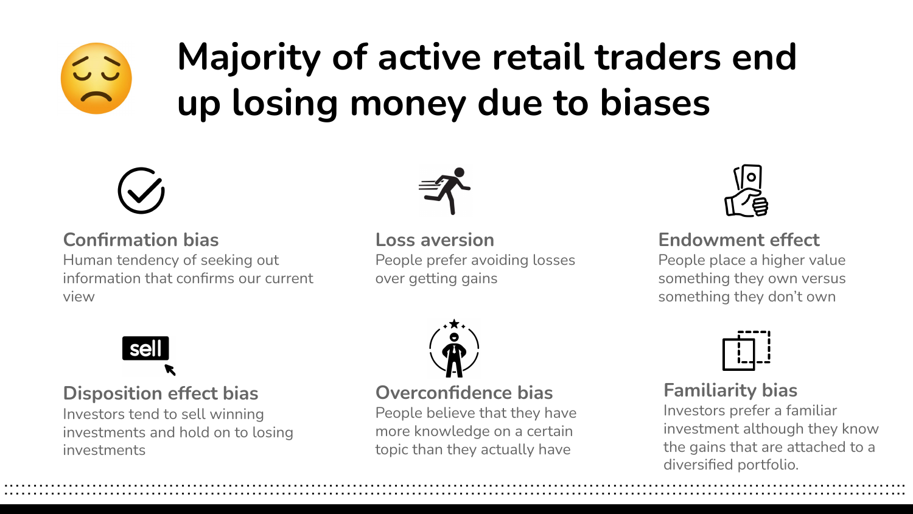# Majority of active retail traders end up losing money due to biases

### Confirmation bias
Human tendency of seeking out information that confirms our current view

### Loss aversion
People prefer avoiding losses over getting gains

### Endowment effect
People place a higher value something they own versus something they don't own

### Disposition effect bias
Investors tend to sell winning investments and hold on to losing investments

### Overconfidence bias
People believe that they have more knowledge on a certain topic than they actually have

### Familiarity bias
Investors prefer a familiar investment although they know the gains that are attached to a diversified portfolio.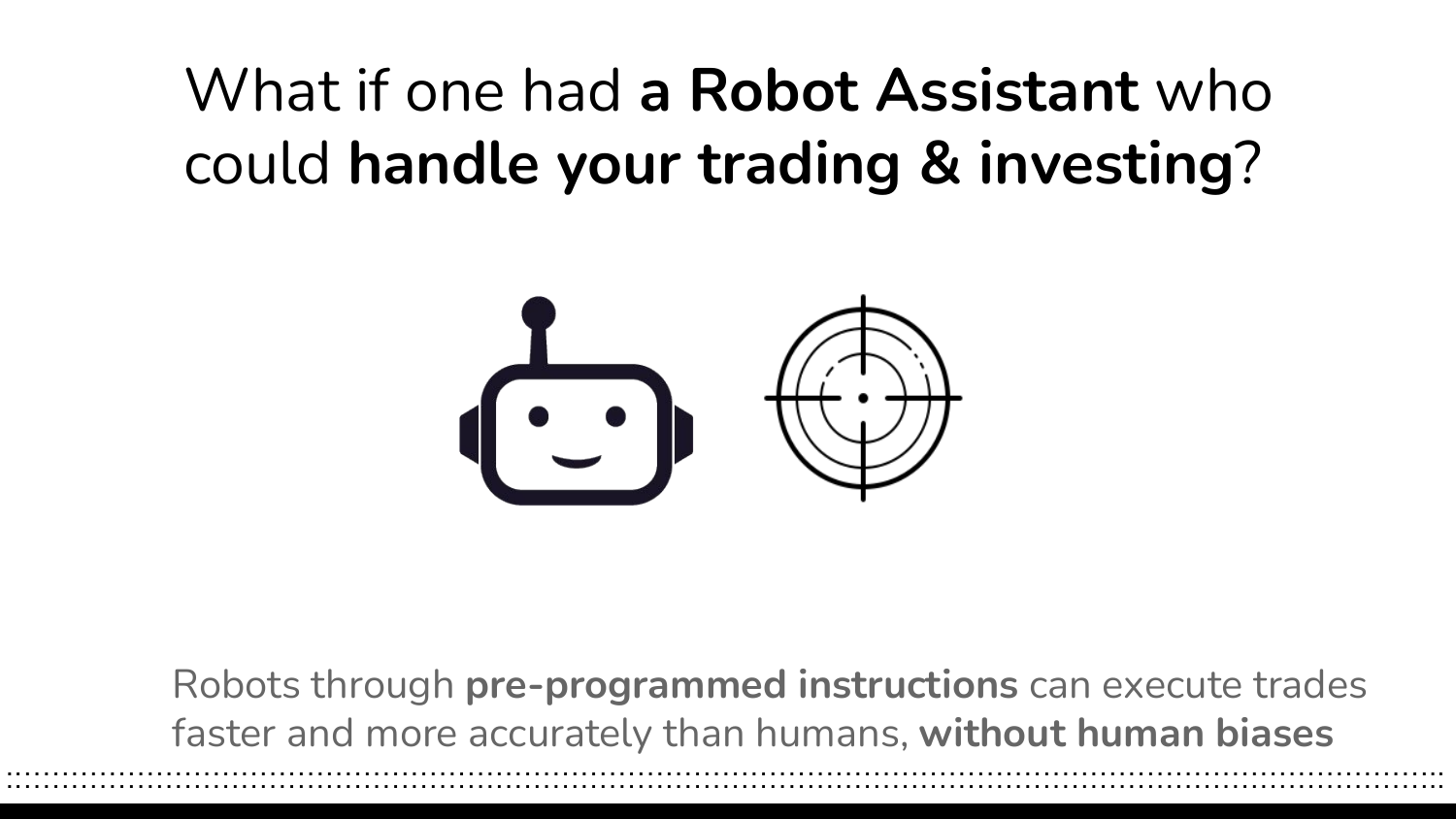# What if one had **a Robot Assistant** who could **handle your trading & investing**?

Robots through **pre-programmed instructions** can execute trades faster and more accurately than humans, **without human biases**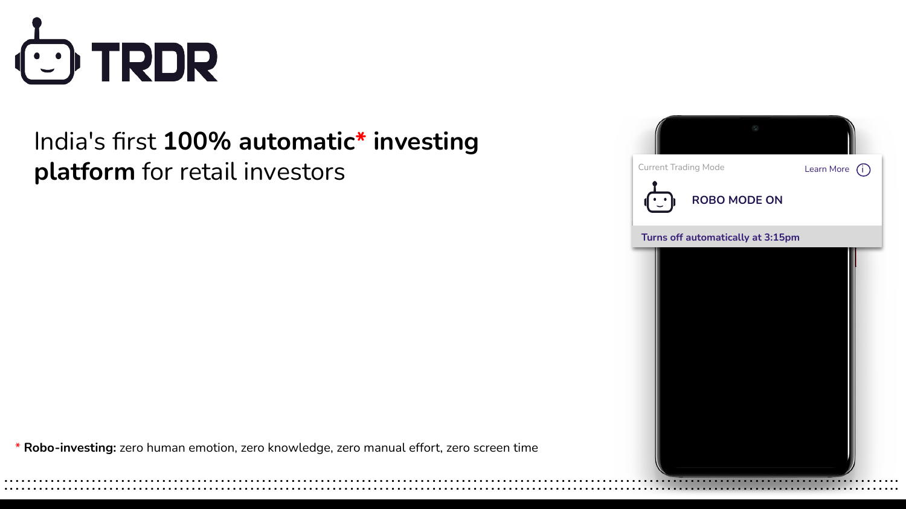# TRDR

India's first **100% automatic* investing platform** for retail investors

Current Trading Mode

Learn More

ROBO MODE ON

Turns off automatically at 3:15pm

\* **Robo-investing:** zero human emotion, zero knowledge, zero manual effort, zero screen time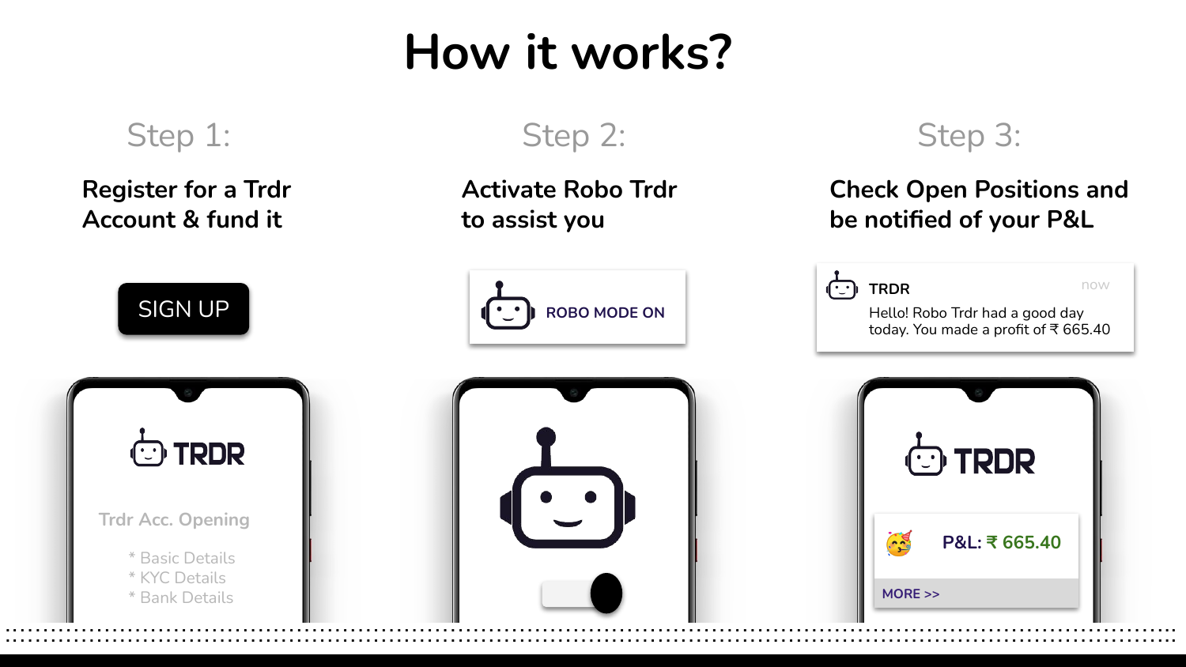# How it works?

## Step 1:

**Register for a Trdr Account & fund it**

SIGN UP

TRDR

Trdr Acc. Opening

* Basic Details
* KYC Details
* Bank Details

## Step 2:

**Activate Robo Trdr to assist you**

ROBO MODE ON

## Step 3:

**Check Open Positions and be notified of your P&L**

TRDR — now

Hello! Robo Trdr had a good day today. You made a profit of ₹ 665.40

TRDR

P&L: ₹ 665.40

MORE >>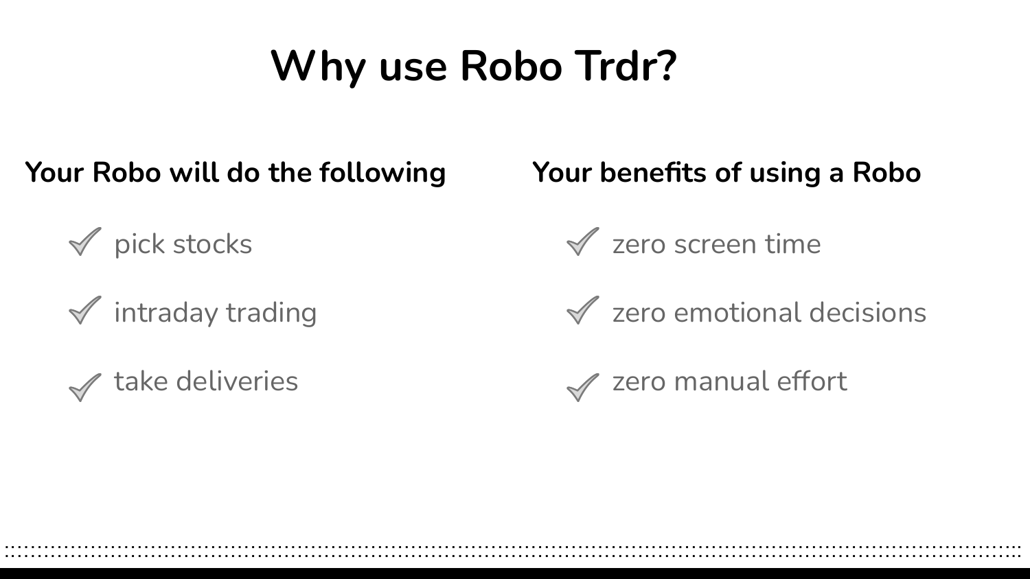# Why use Robo Trdr?

## Your Robo will do the following

- ✓ pick stocks
- ✓ intraday trading
- ✓ take deliveries

## Your benefits of using a Robo

- ✓ zero screen time
- ✓ zero emotional decisions
- ✓ zero manual effort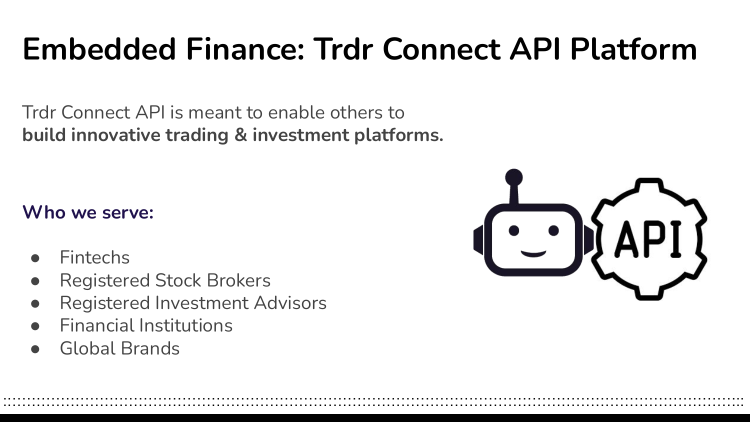# Embedded Finance: Trdr Connect API Platform

Trdr Connect API is meant to enable others to
**build innovative trading & investment platforms.**

**Who we serve:**

- Fintechs
- Registered Stock Brokers
- Registered Investment Advisors
- Financial Institutions
- Global Brands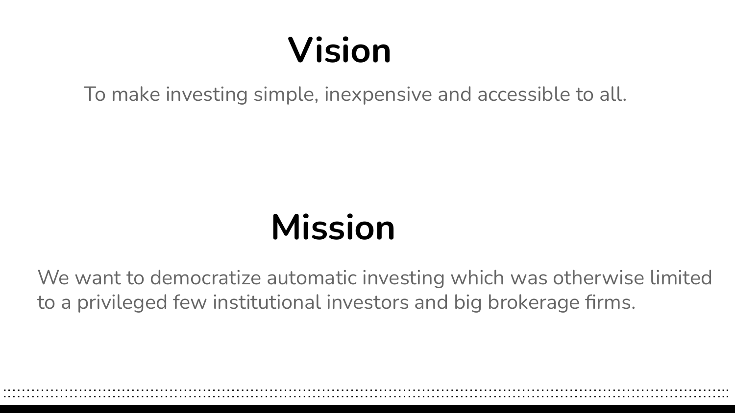# Vision

To make investing simple, inexpensive and accessible to all.

# Mission

We want to democratize automatic investing which was otherwise limited to a privileged few institutional investors and big brokerage firms.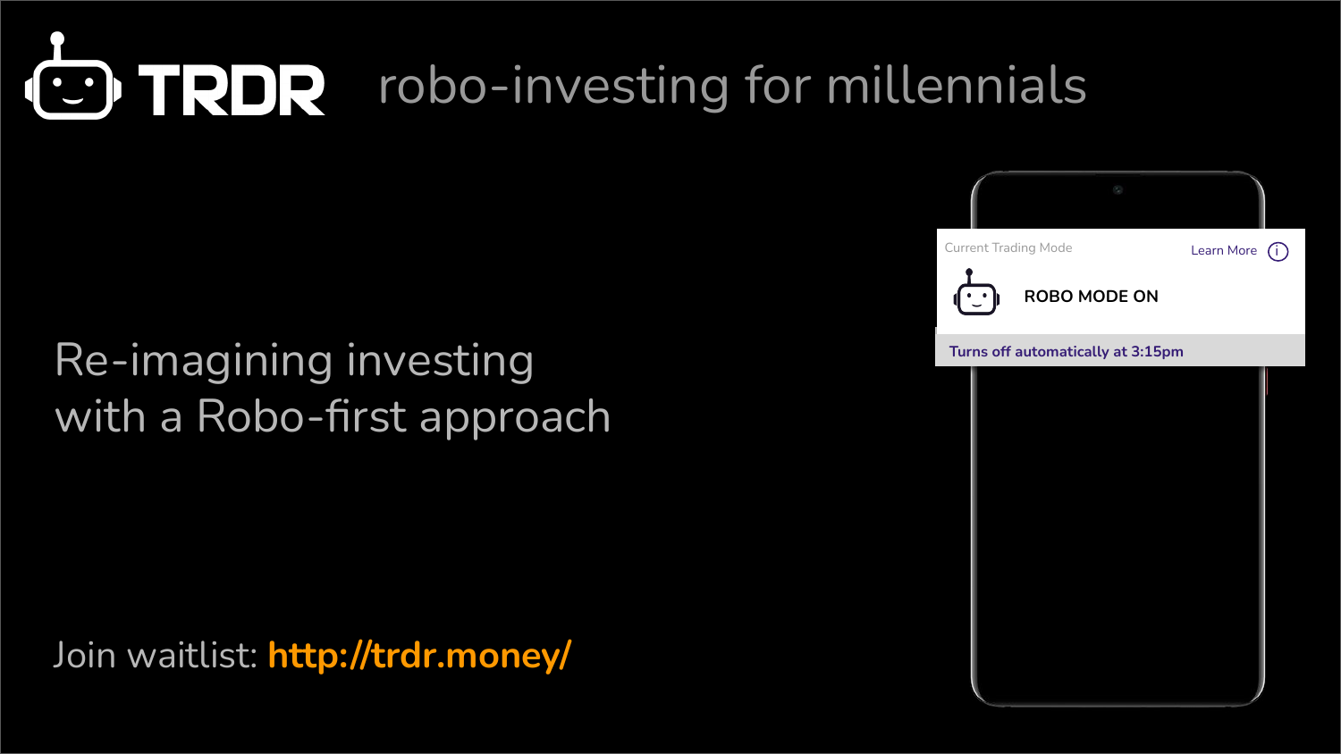# TRDR robo-investing for millennials

Re-imagining investing
with a Robo-first approach

Join waitlist: **http://trdr.money/**

Current Trading Mode

Learn More

ROBO MODE ON

Turns off automatically at 3:15pm